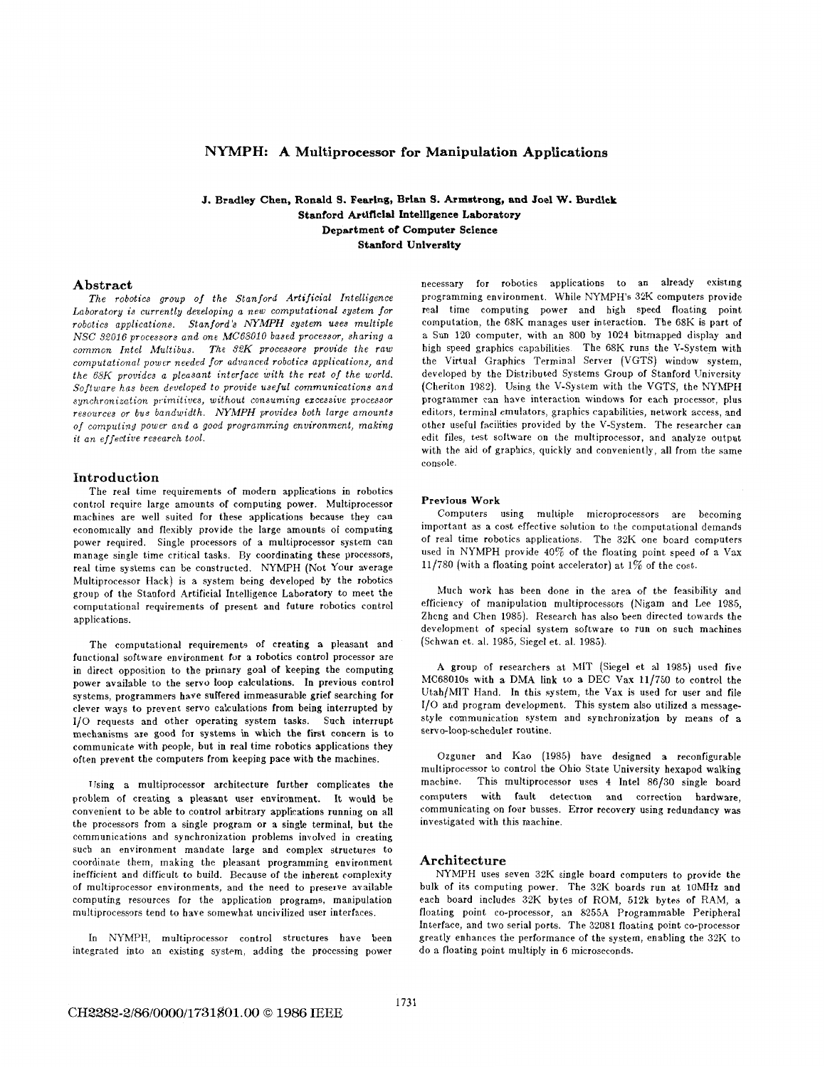# NYMPH: A Multiprocessor for Manipulation Applications

**J. Bradley Chen, Ronald S. Fearing, Brian S. Armstrong, and Joel W. Burdick**
**Stanford Artificial Intelligence Laboratory**
**Department of Computer Science**
**Stanford University**

## Abstract

*The robotics group of the Stanford Artificial Intelligence Laboratory is currently developing a new computational system for robotics applications. Stanford's NYMPH system uses multiple NSC 32016 processors and one MC68010 based processor, sharing a common Intel Multibus. The 32K processors provide the raw computational power needed for advanced robotics applications, and the 68K provides a pleasant interface with the rest of the world. Software has been developed to provide useful communications and synchronization primitives, without consuming excessive processor resources or bus bandwidth. NYMPH provides both large amounts of computing power and a good programming environment, making it an effective research tool.*

## Introduction

The real time requirements of modern applications in robotics control require large amounts of computing power. Multiprocessor machines are well suited for these applications because they can economically and flexibly provide the large amounts of computing power required. Single processors of a multiprocessor system can manage single time critical tasks. By coordinating these processors, real time systems can be constructed. NYMPH (Not Your average Multiprocessor Hack) is a system being developed by the robotics group of the Stanford Artificial Intelligence Laboratory to meet the computational requirements of present and future robotics control applications.

The computational requirements of creating a pleasant and functional software environment for a robotics control processor are in direct opposition to the primary goal of keeping the computing power available to the servo loop calculations. In previous control systems, programmers have suffered immeasurable grief searching for clever ways to prevent servo calculations from being interrupted by I/O requests and other operating system tasks. Such interrupt mechanisms are good for systems in which the first concern is to communicate with people, but in real time robotics applications they often prevent the computers from keeping pace with the machines.

Using a multiprocessor architecture further complicates the problem of creating a pleasant user environment. It would be convenient to be able to control arbitrary applications running on all the processors from a single program or a single terminal, but the communications and synchronization problems involved in creating such an environment mandate large and complex structures to coordinate them, making the pleasant programming environment inefficient and difficult to build. Because of the inherent complexity of multiprocessor environments, and the need to preserve available computing resources for the application programs, manipulation multiprocessors tend to have somewhat uncivilized user interfaces.

In NYMPH, multiprocessor control structures have been integrated into an existing system, adding the processing power necessary for robotics applications to an already existing programming environment. While NYMPH's 32K computers provide real time computing power and high speed floating point computation, the 68K manages user interaction. The 68K is part of a Sun 120 computer, with an 800 by 1024 bitmapped display and high speed graphics capabilities. The 68K runs the V-System with the Virtual Graphics Terminal Server (VGTS) window system, developed by the Distributed Systems Group of Stanford University (Cheriton 1982). Using the V-System with the VGTS, the NYMPH programmer can have interaction windows for each processor, plus editors, terminal emulators, graphics capabilities, network access, and other useful facilities provided by the V-System. The researcher can edit files, test software on the multiprocessor, and analyze output with the aid of graphics, quickly and conveniently, all from the same console.

### Previous Work

Computers using multiple microprocessors are becoming important as a cost effective solution to the computational demands of real time robotics applications. The 32K one board computers used in NYMPH provide 40% of the floating point speed of a Vax 11/780 (with a floating point accelerator) at 1% of the cost.

Much work has been done in the area of the feasibility and efficiency of manipulation multiprocessors (Nigam and Lee 1985, Zheng and Chen 1985). Research has also been directed towards the development of special system software to run on such machines (Schwan et. al. 1985, Siegel et. al. 1985).

A group of researchers at MIT (Siegel et al 1985) used five MC68010s with a DMA link to a DEC Vax 11/750 to control the Utah/MIT Hand. In this system, the Vax is used for user and file I/O and program development. This system also utilized a message-style communication system and synchronization by means of a servo-loop-scheduler routine.

Ozguner and Kao (1985) have designed a reconfigurable multiprocessor to control the Ohio State University hexapod walking machine. This multiprocessor uses 4 Intel 86/30 single board computers with fault detection and correction hardware, communicating on four busses. Error recovery using redundancy was investigated with this machine.

## Architecture

NYMPH uses seven 32K single board computers to provide the bulk of its computing power. The 32K boards run at 10MHz and each board includes 32K bytes of ROM, 512k bytes of RAM, a floating point co-processor, an 8255A Programmable Peripheral Interface, and two serial ports. The 32081 floating point co-processor greatly enhances the performance of the system, enabling the 32K to do a floating point multiply in 6 microseconds.

CH2282-2/86/0000/1731$01.00 © 1986 IEEE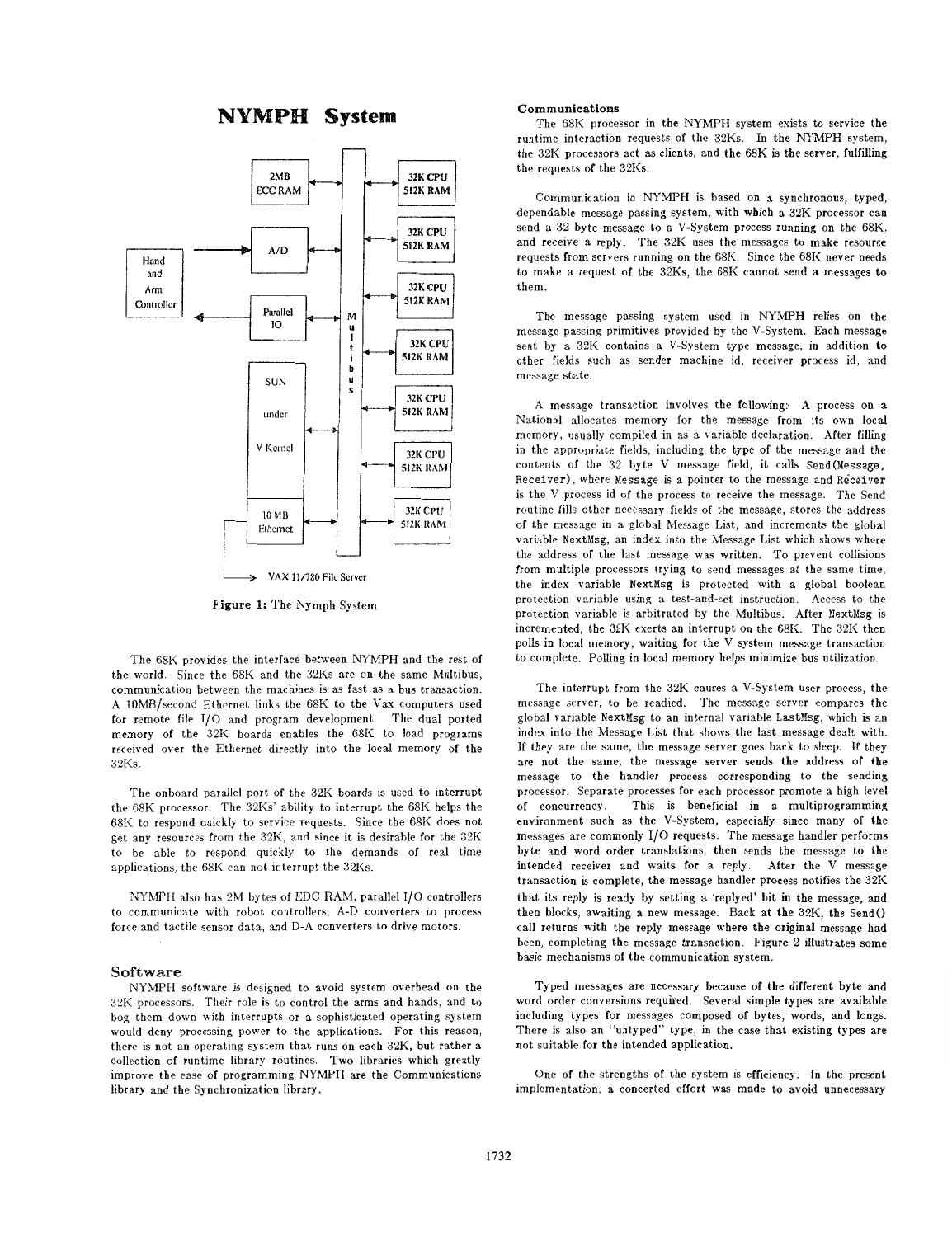# NYMPH System

Figure 1: The Nymph System

The 68K provides the interface between NYMPH and the rest of the world. Since the 68K and the 32Ks are on the same Multibus, communication between the machines is as fast as a bus transaction. A 10MB/second Ethernet links the 68K to the Vax computers used for remote file I/O and program development. The dual ported memory of the 32K boards enables the 68K to load programs received over the Ethernet directly into the local memory of the 32Ks.

The onboard parallel port of the 32K boards is used to interrupt the 68K processor. The 32Ks' ability to interrupt the 68K helps the 68K to respond quickly to service requests. Since the 68K does not get any resources from the 32K, and since it is desirable for the 32K to be able to respond quickly to the demands of real time applications, the 68K can not interrupt the 32Ks.

NYMPH also has 2M bytes of EDC RAM, parallel I/O controllers to communicate with robot controllers, A-D converters to process force and tactile sensor data, and D-A converters to drive motors.

## Software

NYMPH software is designed to avoid system overhead on the 32K processors. Their role is to control the arms and hands, and to bog them down with interrupts or a sophisticated operating system would deny processing power to the applications. For this reason, there is not an operating system that runs on each 32K, but rather a collection of runtime library routines. Two libraries which greatly improve the ease of programming NYMPH are the Communications library and the Synchronization library.

### Communications

The 68K processor in the NYMPH system exists to service the runtime interaction requests of the 32Ks. In the NYMPH system, the 32K processors act as clients, and the 68K is the server, fulfilling the requests of the 32Ks.

Communication in NYMPH is based on a synchronous, typed, dependable message passing system, with which a 32K processor can send a 32 byte message to a V-System process running on the 68K, and receive a reply. The 32K uses the messages to make resource requests from servers running on the 68K. Since the 68K never needs to make a request of the 32Ks, the 68K cannot send a messages to them.

The message passing system used in NYMPH relies on the message passing primitives provided by the V-System. Each message sent by a 32K contains a V-System type message, in addition to other fields such as sender machine id, receiver process id, and message state.

A message transaction involves the following: A process on a National allocates memory for the message from its own local memory, usually compiled in as a variable declaration. After filling in the appropriate fields, including the type of the message and the contents of the 32 byte V message field, it calls Send(Message, Receiver), where Message is a pointer to the message and Receiver is the V process id of the process to receive the message. The Send routine fills other necessary fields of the message, stores the address of the message in a global Message List, and increments the global variable NextMsg, an index into the Message List which shows where the address of the last message was written. To prevent collisions from multiple processors trying to send messages at the same time, the index variable NextMsg is protected with a global boolean protection variable using a test-and-set instruction. Access to the protection variable is arbitrated by the Multibus. After NextMsg is incremented, the 32K exerts an interrupt on the 68K. The 32K then polls in local memory, waiting for the V system message transaction to complete. Polling in local memory helps minimize bus utilization.

The interrupt from the 32K causes a V-System user process, the message server, to be readied. The message server compares the global variable NextMsg to an internal variable LastMsg, which is an index into the Message List that shows the last message dealt with. If they are the same, the message server goes back to sleep. If they are not the same, the message server sends the address of the message to the handler process corresponding to the sending processor. Separate processes for each processor promote a high level of concurrency. This is beneficial in a multiprogramming environment such as the V-System, especially since many of the messages are commonly I/O requests. The message handler performs byte and word order translations, then sends the message to the intended receiver and waits for a reply. After the V message transaction is complete, the message handler process notifies the 32K that its reply is ready by setting a 'replyed' bit in the message, and then blocks, awaiting a new message. Back at the 32K, the Send() call returns with the reply message where the original message had been, completing the message transaction. Figure 2 illustrates some basic mechanisms of the communication system.

Typed messages are necessary because of the different byte and word order conversions required. Several simple types are available including types for messages composed of bytes, words, and longs. There is also an "untyped" type, in the case that existing types are not suitable for the intended application.

One of the strengths of the system is efficiency. In the present implementation, a concerted effort was made to avoid unnecessary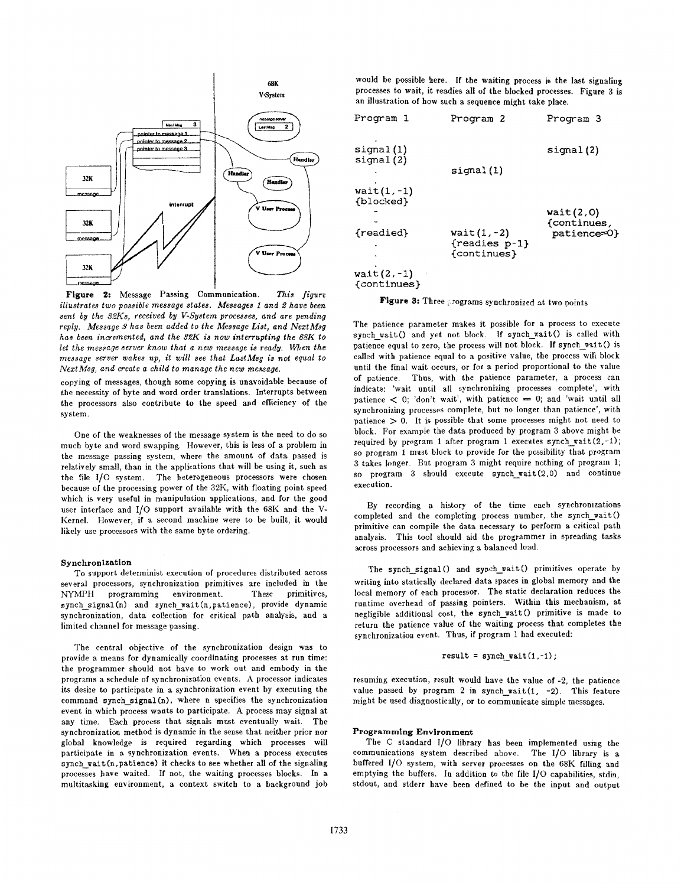**Figure 2:** Message Passing Communication. *This figure illustrates two possible message states. Messages 1 and 2 have been sent by the 32Ks, received by V-System processes, and are pending reply. Message 3 has been added to the Message List, and NextMsg has been incremented, and the 32K is now interrupting the 68K to let the message server know that a new message is ready. When the message server wakes up, it will see that LastMsg is not equal to NextMsg, and create a child to manage the new message.*

copying of messages, though some copying is unavoidable because of the necessity of byte and word order translations. Interrupts between the processors also contribute to the speed and efficiency of the system.

One of the weaknesses of the message system is the need to do so much byte and word swapping. However, this is less of a problem in the message passing system, where the amount of data passed is relatively small, than in the applications that will be using it, such as the file I/O system. The heterogeneous processors were chosen because of the processing power of the 32K, with floating point speed which is very useful in manipulation applications, and for the good user interface and I/O support available with the 68K and the V-Kernel. However, if a second machine were to be built, it would likely use processors with the same byte ordering.

### Synchronization

To support determinist execution of procedures distributed across several processors, synchronization primitives are included in the NYMPH programming environment. These primitives, `synch_signal(n)` and `synch_wait(n,patience)`, provide dynamic synchronization, data collection for critical path analysis, and a limited channel for message passing.

The central objective of the synchronization design was to provide a means for dynamically coordinating processes at run time: the programmer should not have to work out and embody in the programs a schedule of synchronization events. A processor indicates its desire to participate in a synchronization event by executing the command `synch_signal(n)`, where n specifies the synchronization event in which process wants to participate. A process may signal at any time. Each process that signals must eventually wait. The synchronization method is dynamic in the sense that neither prior nor global knowledge is required regarding which processes will participate in a synchronization events. When a process executes `synch_wait(n,patience)` it checks to see whether all of the signaling processes have waited. If not, the waiting processes blocks. In a multitasking environment, a context switch to a background job would be possible here. If the waiting process is the last signaling processes to wait, it readies all of the blocked processes. Figure 3 is an illustration of how such a sequence might take place.

```
Program 1        Program 2          Program 3

   .
signal(1)                           signal(2)
signal(2)
   .             signal(1)
   .
wait(1,-1)
{blocked}
   -                                wait(2,0)
   -                                {continues,
{readied}        wait(1,-2)          patience=0}
   .             {readies p-1}
   .             {continues}
   .
wait(2,-1)
{continues}
```

**Figure 3:** Three programs synchronized at two points

The patience parameter makes it possible for a process to execute `synch_wait()` and yet not block. If `synch_wait()` is called with patience equal to zero, the process will not block. If `synch_wait()` is called with patience equal to a positive value, the process will block until the final wait occurs, or for a period proportional to the value of patience. Thus, with the patience parameter, a process can indicate: 'wait until all synchronizing processes complete', with patience $< 0$; 'don't wait', with patience $= 0$; and 'wait until all synchronizing processes complete, but no longer than patience', with patience $> 0$. It is possible that some processes might not need to block. For example the data produced by program 3 above might be required by program 1 after program 1 executes `synch_wait(2,-1)`; so program 1 must block to provide for the possibility that program 3 takes longer. But program 3 might require nothing of program 1; so program 3 should execute `synch_wait(2,0)` and continue execution.

By recording a history of the time each synchronizations completed and the completing process number, the `synch_wait()` primitive can compile the data necessary to perform a critical path analysis. This tool should aid the programmer in spreading tasks across processors and achieving a balanced load.

The `synch_signal()` and `synch_wait()` primitives operate by writing into statically declared data spaces in global memory and the local memory of each processor. The static declaration reduces the runtime overhead of passing pointers. Within this mechanism, at negligible additional cost, the `synch_wait()` primitive is made to return the patience value of the waiting process that completes the synchronization event. Thus, if program 1 had executed:

```
result = synch_wait(1,-1);
```

resuming execution, result would have the value of -2, the patience value passed by program 2 in `synch_wait(1, -2)`. This feature might be used diagnostically, or to communicate simple messages.

### Programming Environment

The C standard I/O library has been implemented using the communications system described above. The I/O library is a buffered I/O system, with server processes on the 68K filling and emptying the buffers. In addition to the file I/O capabilities, stdin, stdout, and stderr have been defined to be the input and output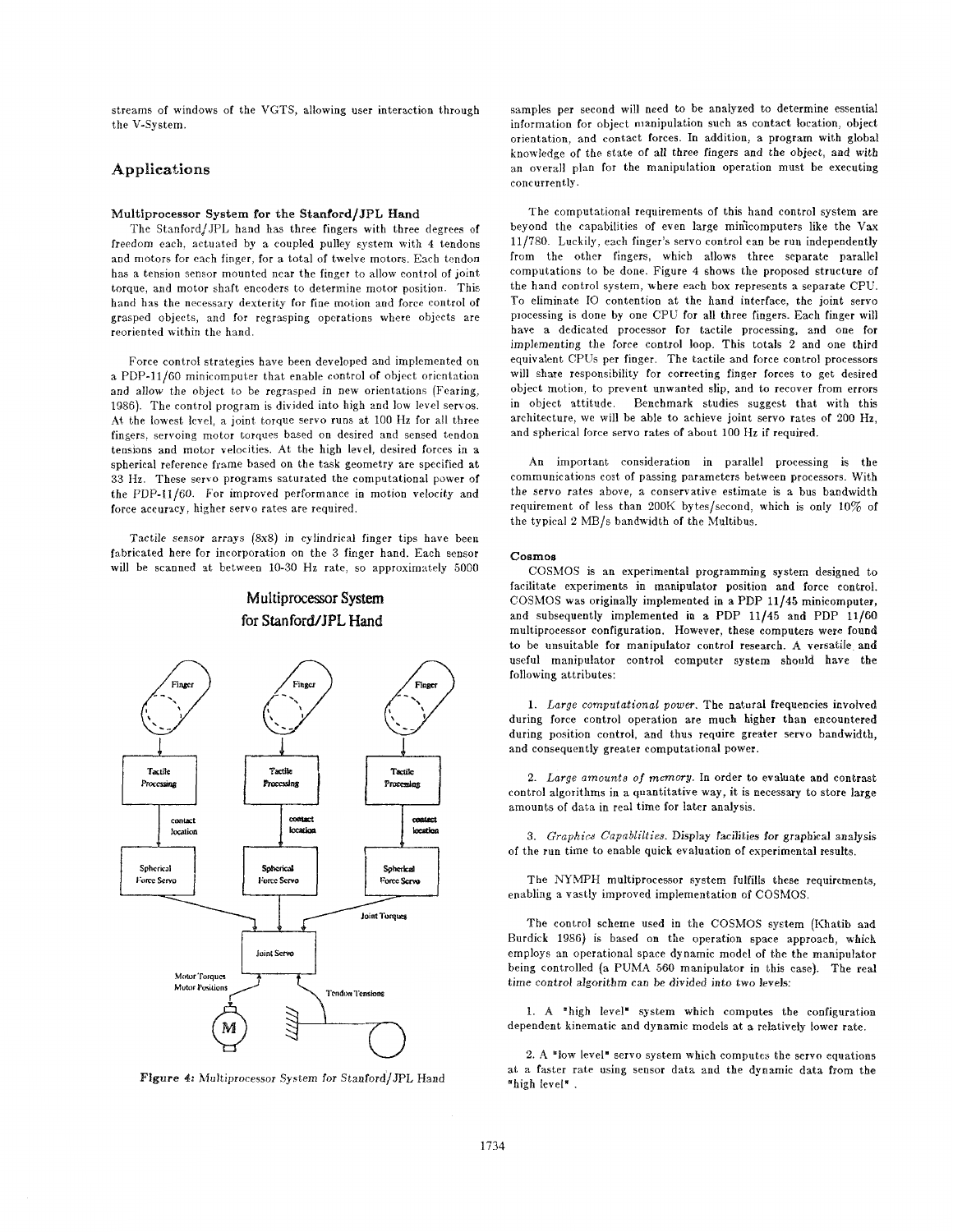streams of windows of the VGTS, allowing user interaction through the V-System.

## Applications

### Multiprocessor System for the Stanford/JPL Hand

The Stanford/JPL hand has three fingers with three degrees of freedom each, actuated by a coupled pulley system with 4 tendons and motors for each finger, for a total of twelve motors. Each tendon has a tension sensor mounted near the finger to allow control of joint torque, and motor shaft encoders to determine motor position. This hand has the necessary dexterity for fine motion and force control of grasped objects, and for regrasping operations where objects are reoriented within the hand.

Force control strategies have been developed and implemented on a PDP-11/60 minicomputer that enable control of object orientation and allow the object to be regrasped in new orientations (Fearing, 1986). The control program is divided into high and low level servos. At the lowest level, a joint torque servo runs at 100 Hz for all three fingers, servoing motor torques based on desired and sensed tendon tensions and motor velocities. At the high level, desired forces in a spherical reference frame based on the task geometry are specified at 33 Hz. These servo programs saturated the computational power of the PDP-11/60. For improved performance in motion velocity and force accuracy, higher servo rates are required.

Tactile sensor arrays (8x8) in cylindrical finger tips have been fabricated here for incorporation on the 3 finger hand. Each sensor will be scanned at between 10-30 Hz rate, so approximately 5000 samples per second will need to be analyzed to determine essential information for object manipulation such as contact location, object orientation, and contact forces. In addition, a program with global knowledge of the state of all three fingers and the object, and with an overall plan for the manipulation operation must be executing concurrently.

**Multiprocessor System for Stanford/JPL Hand**

**Figure 4:** *Multiprocessor System for Stanford/JPL Hand*

The computational requirements of this hand control system are beyond the capabilities of even large minicomputers like the Vax 11/780. Luckily, each finger's servo control can be run independently from the other fingers, which allows three separate parallel computations to be done. Figure 4 shows the proposed structure of the hand control system, where each box represents a separate CPU. To eliminate IO contention at the hand interface, the joint servo processing is done by one CPU for all three fingers. Each finger will have a dedicated processor for tactile processing, and one for implementing the force control loop. This totals 2 and one third equivalent CPUs per finger. The tactile and force control processors will share responsibility for correcting finger forces to get desired object motion, to prevent unwanted slip, and to recover from errors in object attitude. Benchmark studies suggest that with this architecture, we will be able to achieve joint servo rates of 200 Hz, and spherical force servo rates of about 100 Hz if required.

An important consideration in parallel processing is the communications cost of passing parameters between processors. With the servo rates above, a conservative estimate is a bus bandwidth requirement of less than 200K bytes/second, which is only 10% of the typical 2 MB/s bandwidth of the Multibus.

### Cosmos

COSMOS is an experimental programming system designed to facilitate experiments in manipulator position and force control. COSMOS was originally implemented in a PDP 11/45 minicomputer, and subsequently implemented in a PDP 11/45 and PDP 11/60 multiprocessor configuration. However, these computers were found to be unsuitable for manipulator control research. A versatile and useful manipulator control computer system should have the following attributes:

1. *Large computational power.* The natural frequencies involved during force control operation are much higher than encountered during position control, and thus require greater servo bandwidth, and consequently greater computational power.

2. *Large amounts of memory.* In order to evaluate and contrast control algorithms in a quantitative way, it is necessary to store large amounts of data in real time for later analysis.

3. *Graphics Capabilities.* Display facilities for graphical analysis of the run time to enable quick evaluation of experimental results.

The NYMPH multiprocessor system fulfills these requirements, enabling a vastly improved implementation of COSMOS.

The control scheme used in the COSMOS system (Khatib and Burdick 1986) is based on the operation space approach, which employs an operational space dynamic model of the the manipulator being controlled (a PUMA 560 manipulator in this case). The real time control algorithm can be divided into two levels:

1. A "high level" system which computes the configuration dependent kinematic and dynamic models at a relatively lower rate.

2. A "low level" servo system which computes the servo equations at a faster rate using sensor data and the dynamic data from the "high level".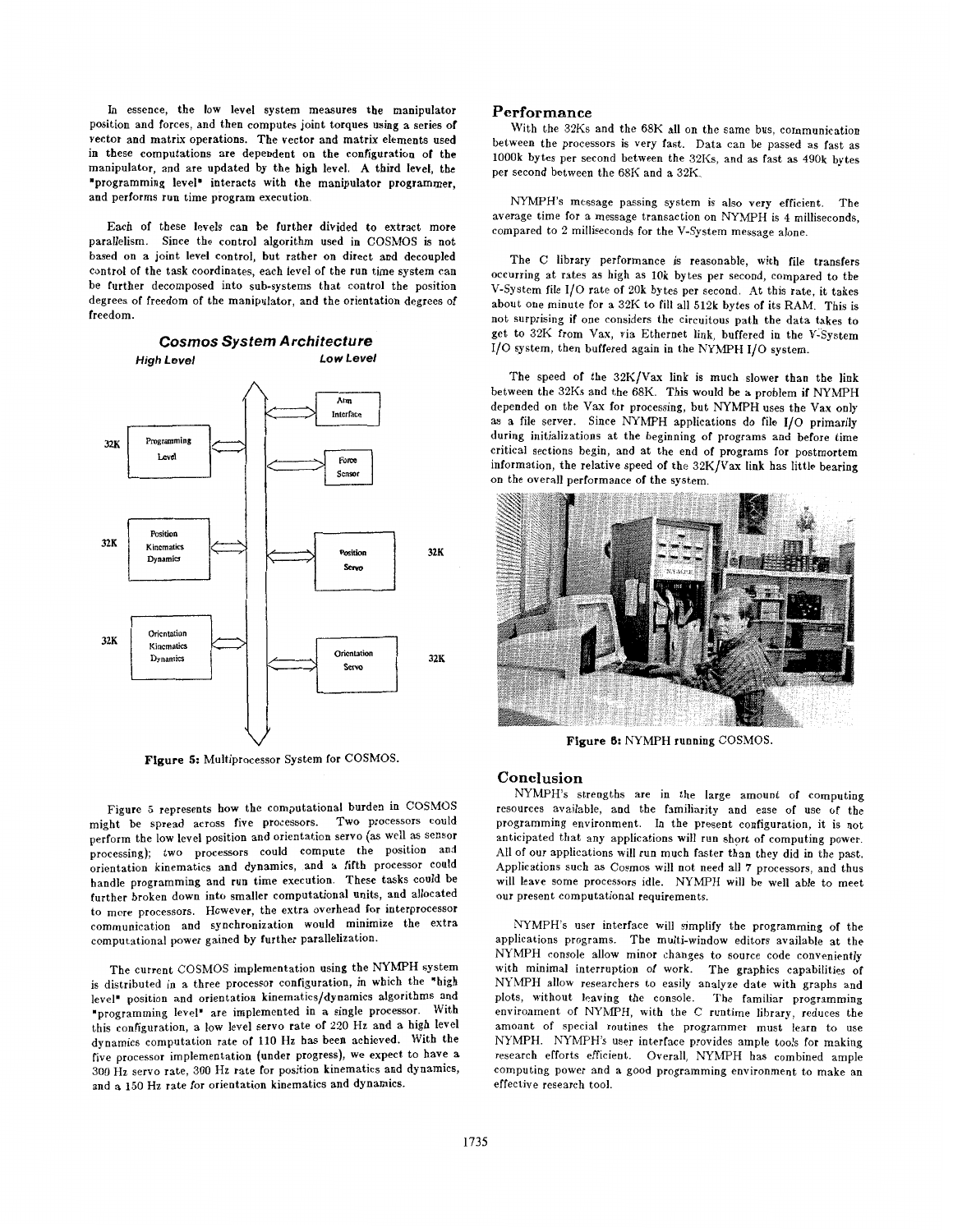In essence, the low level system measures the manipulator position and forces, and then computes joint torques using a series of vector and matrix operations. The vector and matrix elements used in these computations are dependent on the configuration of the manipulator, and are updated by the high level. A third level, the "programming level" interacts with the manipulator programmer, and performs run time program execution.

Each of these levels can be further divided to extract more parallelism. Since the control algorithm used in COSMOS is not based on a joint level control, but rather on direct and decoupled control of the task coordinates, each level of the run time system can be further decomposed into sub-systems that control the position degrees of freedom of the manipulator, and the orientation degrees of freedom.

**Figure 5:** Multiprocessor System for COSMOS.

Figure 5 represents how the computational burden in COSMOS might be spread across five processors. Two processors could perform the low level position and orientation servo (as well as sensor processing); two processors could compute the position and orientation kinematics and dynamics, and a fifth processor could handle programming and run time execution. These tasks could be further broken down into smaller computational units, and allocated to more processors. However, the extra overhead for interprocessor communication and synchronization would minimize the extra computational power gained by further parallelization.

The current COSMOS implementation using the NYMPH system is distributed in a three processor configuration, in which the "high level" position and orientation kinematics/dynamics algorithms and "programming level" are implemented in a single processor. With this configuration, a low level servo rate of 220 Hz and a high level dynamics computation rate of 110 Hz has been achieved. With the five processor implementation (under progress), we expect to have a 300 Hz servo rate, 300 Hz rate for position kinematics and dynamics, and a 150 Hz rate for orientation kinematics and dynamics.

## Performance

With the 32Ks and the 68K all on the same bus, communication between the processors is very fast. Data can be passed as fast as 1000k bytes per second between the 32Ks, and as fast as 490k bytes per second between the 68K and a 32K.

NYMPH's message passing system is also very efficient. The average time for a message transaction on NYMPH is 4 milliseconds, compared to 2 milliseconds for the V-System message alone.

The C library performance is reasonable, with file transfers occurring at rates as high as 10k bytes per second, compared to the V-System file I/O rate of 20k bytes per second. At this rate, it takes about one minute for a 32K to fill all 512k bytes of its RAM. This is not surprising if one considers the circuitous path the data takes to get to 32K from Vax, via Ethernet link, buffered in the V-System I/O system, then buffered again in the NYMPH I/O system.

The speed of the 32K/Vax link is much slower than the link between the 32Ks and the 68K. This would be a problem if NYMPH depended on the Vax for processing, but NYMPH uses the Vax only as a file server. Since NYMPH applications do file I/O primarily during initializations at the beginning of programs and before time critical sections begin, and at the end of programs for postmortem information, the relative speed of the 32K/Vax link has little bearing on the overall performance of the system.

**Figure 6:** NYMPH running COSMOS.

## Conclusion

NYMPH's strengths are in the large amount of computing resources available, and the familiarity and ease of use of the programming environment. In the present configuration, it is not anticipated that any applications will run short of computing power. All of our applications will run much faster than they did in the past. Applications such as Cosmos will not need all 7 processors, and thus will leave some processors idle. NYMPH will be well able to meet our present computational requirements.

NYMPH's user interface will simplify the programming of the applications programs. The multi-window editors available at the NYMPH console allow minor changes to source code conveniently with minimal interruption of work. The graphics capabilities of NYMPH allow researchers to easily analyze date with graphs and plots, without leaving the console. The familiar programming enviroament of NYMPH, with the C runtime library, reduces the amount of special routines the programmer must learn to use NYMPH. NYMPH's user interface provides ample tools for making research efforts efficient. Overall, NYMPH has combined ample computing power and a good programming environment to make an effective research tool.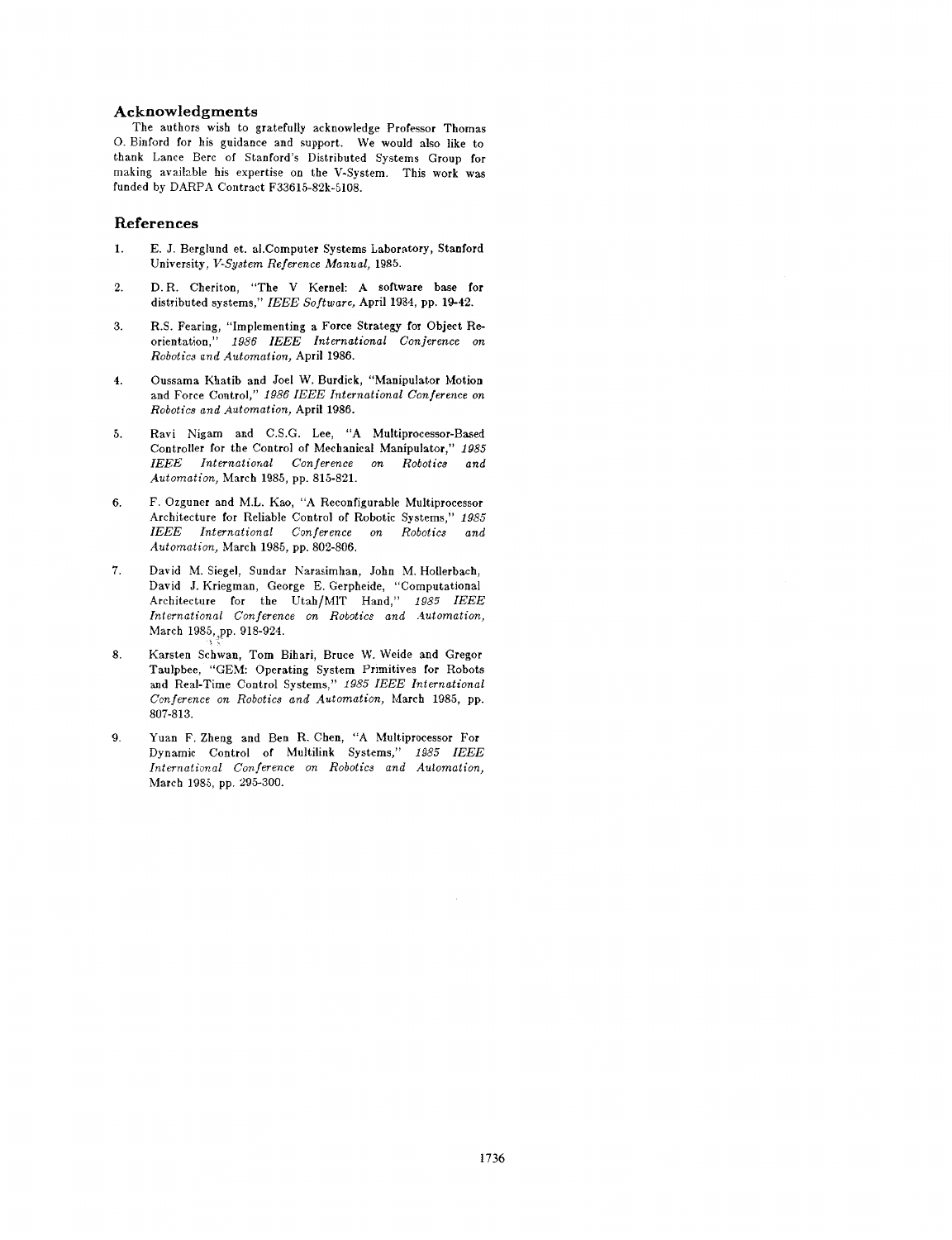## Acknowledgments

The authors wish to gratefully acknowledge Professor Thomas O. Binford for his guidance and support. We would also like to thank Lance Berc of Stanford's Distributed Systems Group for making available his expertise on the V-System. This work was funded by DARPA Contract F33615-82k-5108.

## References

1. E. J. Berglund et. al.Computer Systems Laboratory, Stanford University, *V-System Reference Manual,* 1985.

2. D.R. Cheriton, "The V Kernel: A software base for distributed systems," *IEEE Software,* April 1984, pp. 19-42.

3. R.S. Fearing, "Implementing a Force Strategy for Object Reorientation," *1986 IEEE International Conference on Robotics and Automation,* April 1986.

4. Oussama Khatib and Joel W. Burdick, "Manipulator Motion and Force Control," *1986 IEEE International Conference on Robotics and Automation,* April 1986.

5. Ravi Nigam and C.S.G. Lee, "A Multiprocessor-Based Controller for the Control of Mechanical Manipulator," *1985 IEEE International Conference on Robotics and Automation,* March 1985, pp. 815-821.

6. F. Ozguner and M.L. Kao, "A Reconfigurable Multiprocessor Architecture for Reliable Control of Robotic Systems," *1985 IEEE International Conference on Robotics and Automation,* March 1985, pp. 802-806.

7. David M. Siegel, Sundar Narasimhan, John M. Hollerbach, David J. Kriegman, George E. Gerpheide, "Computational Architecture for the Utah/MIT Hand," *1985 IEEE International Conference on Robotics and Automation,* March 1985, pp. 918-924.

8. Karsten Schwan, Tom Bihari, Bruce W. Weide and Gregor Taulpbee, "GEM: Operating System Primitives for Robots and Real-Time Control Systems," *1985 IEEE International Conference on Robotics and Automation,* March 1985, pp. 807-813.

9. Yuan F. Zheng and Ben R. Chen, "A Multiprocessor For Dynamic Control of Multilink Systems," *1985 IEEE International Conference on Robotics and Automation,* March 1985, pp. 295-300.